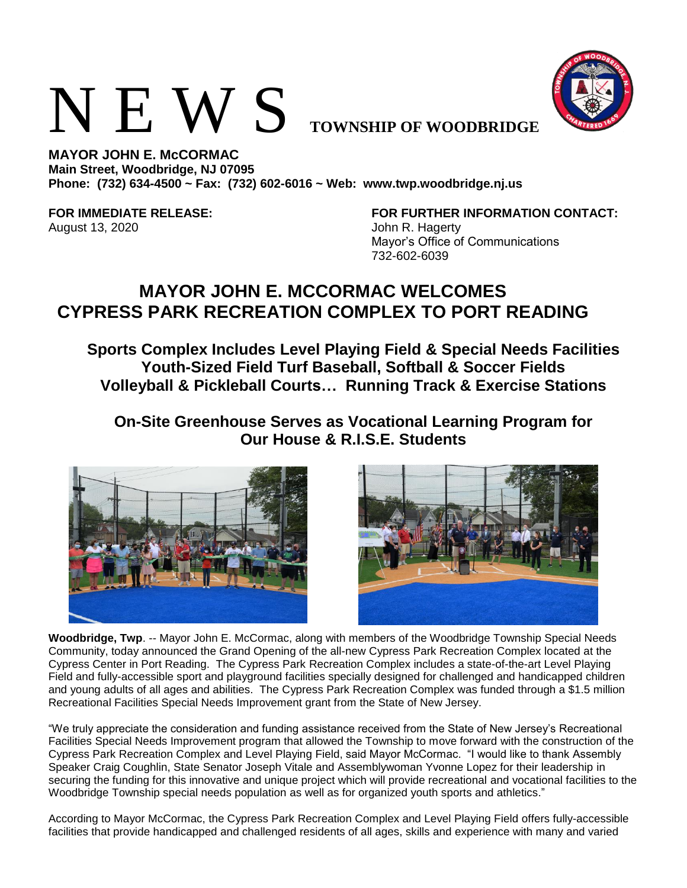# N E W S TOWNSHIP OF WOODBRIDGE

**MAYOR JOHN E. McCORMAC**
**Main Street, Woodbridge, NJ 07095**
**Phone: (732) 634-4500 ~ Fax: (732) 602-6016 ~ Web: www.twp.woodbridge.nj.us**

**FOR IMMEDIATE RELEASE:**
August 13, 2020

**FOR FURTHER INFORMATION CONTACT:**
John R. Hagerty
Mayor's Office of Communications
732-602-6039

## MAYOR JOHN E. MCCORMAC WELCOMES CYPRESS PARK RECREATION COMPLEX TO PORT READING

### Sports Complex Includes Level Playing Field & Special Needs Facilities Youth-Sized Field Turf Baseball, Softball & Soccer Fields Volleyball & Pickleball Courts… Running Track & Exercise Stations

### On-Site Greenhouse Serves as Vocational Learning Program for Our House & R.I.S.E. Students

**Woodbridge, Twp**. -- Mayor John E. McCormac, along with members of the Woodbridge Township Special Needs Community, today announced the Grand Opening of the all-new Cypress Park Recreation Complex located at the Cypress Center in Port Reading. The Cypress Park Recreation Complex includes a state-of-the-art Level Playing Field and fully-accessible sport and playground facilities specially designed for challenged and handicapped children and young adults of all ages and abilities. The Cypress Park Recreation Complex was funded through a $1.5 million Recreational Facilities Special Needs Improvement grant from the State of New Jersey.

"We truly appreciate the consideration and funding assistance received from the State of New Jersey's Recreational Facilities Special Needs Improvement program that allowed the Township to move forward with the construction of the Cypress Park Recreation Complex and Level Playing Field, said Mayor McCormac. "I would like to thank Assembly Speaker Craig Coughlin, State Senator Joseph Vitale and Assemblywoman Yvonne Lopez for their leadership in securing the funding for this innovative and unique project which will provide recreational and vocational facilities to the Woodbridge Township special needs population as well as for organized youth sports and athletics."

According to Mayor McCormac, the Cypress Park Recreation Complex and Level Playing Field offers fully-accessible facilities that provide handicapped and challenged residents of all ages, skills and experience with many and varied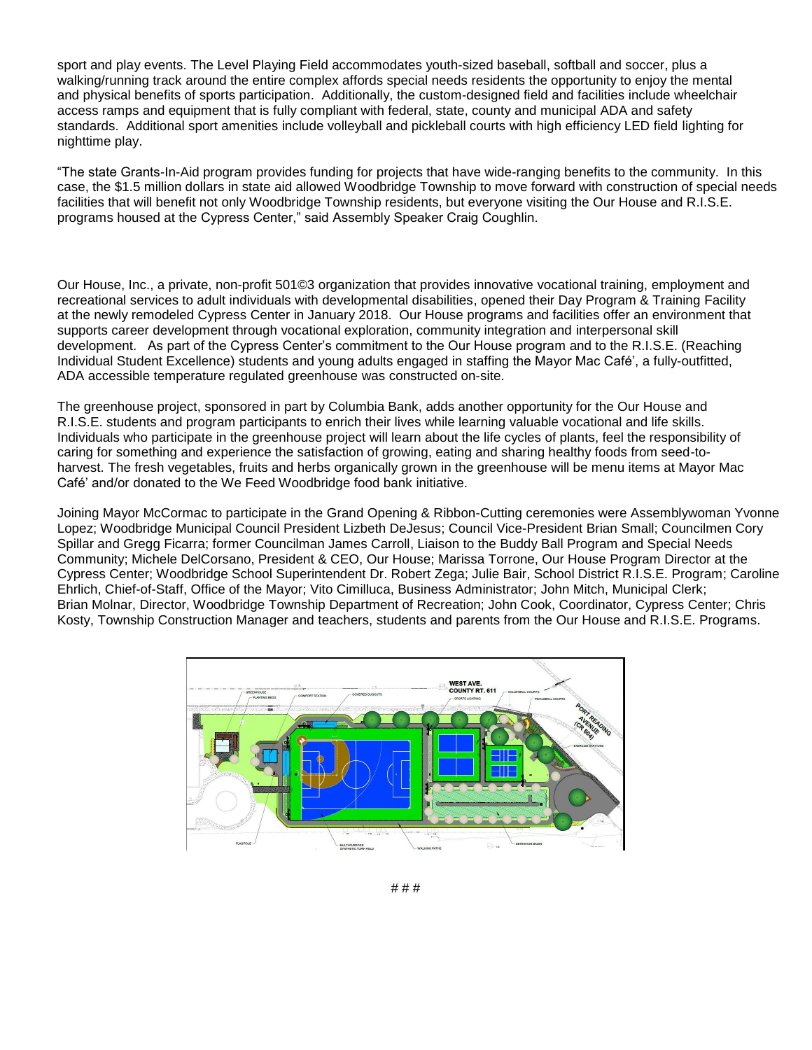sport and play events. The Level Playing Field accommodates youth-sized baseball, softball and soccer, plus a walking/running track around the entire complex affords special needs residents the opportunity to enjoy the mental and physical benefits of sports participation. Additionally, the custom-designed field and facilities include wheelchair access ramps and equipment that is fully compliant with federal, state, county and municipal ADA and safety standards. Additional sport amenities include volleyball and pickleball courts with high efficiency LED field lighting for nighttime play.

"The state Grants-In-Aid program provides funding for projects that have wide-ranging benefits to the community. In this case, the $1.5 million dollars in state aid allowed Woodbridge Township to move forward with construction of special needs facilities that will benefit not only Woodbridge Township residents, but everyone visiting the Our House and R.I.S.E. programs housed at the Cypress Center," said Assembly Speaker Craig Coughlin.

Our House, Inc., a private, non-profit 501©3 organization that provides innovative vocational training, employment and recreational services to adult individuals with developmental disabilities, opened their Day Program & Training Facility at the newly remodeled Cypress Center in January 2018. Our House programs and facilities offer an environment that supports career development through vocational exploration, community integration and interpersonal skill development. As part of the Cypress Center's commitment to the Our House program and to the R.I.S.E. (Reaching Individual Student Excellence) students and young adults engaged in staffing the Mayor Mac Café', a fully-outfitted, ADA accessible temperature regulated greenhouse was constructed on-site.

The greenhouse project, sponsored in part by Columbia Bank, adds another opportunity for the Our House and R.I.S.E. students and program participants to enrich their lives while learning valuable vocational and life skills. Individuals who participate in the greenhouse project will learn about the life cycles of plants, feel the responsibility of caring for something and experience the satisfaction of growing, eating and sharing healthy foods from seed-to-harvest. The fresh vegetables, fruits and herbs organically grown in the greenhouse will be menu items at Mayor Mac Café' and/or donated to the We Feed Woodbridge food bank initiative.

Joining Mayor McCormac to participate in the Grand Opening & Ribbon-Cutting ceremonies were Assemblywoman Yvonne Lopez; Woodbridge Municipal Council President Lizbeth DeJesus; Council Vice-President Brian Small; Councilmen Cory Spillar and Gregg Ficarra; former Councilman James Carroll, Liaison to the Buddy Ball Program and Special Needs Community; Michele DelCorsano, President & CEO, Our House; Marissa Torrone, Our House Program Director at the Cypress Center; Woodbridge School Superintendent Dr. Robert Zega; Julie Bair, School District R.I.S.E. Program; Caroline Ehrlich, Chief-of-Staff, Office of the Mayor; Vito Cimilluca, Business Administrator; John Mitch, Municipal Clerk; Brian Molnar, Director, Woodbridge Township Department of Recreation; John Cook, Coordinator, Cypress Center; Chris Kosty, Township Construction Manager and teachers, students and parents from the Our House and R.I.S.E. Programs.

# # #